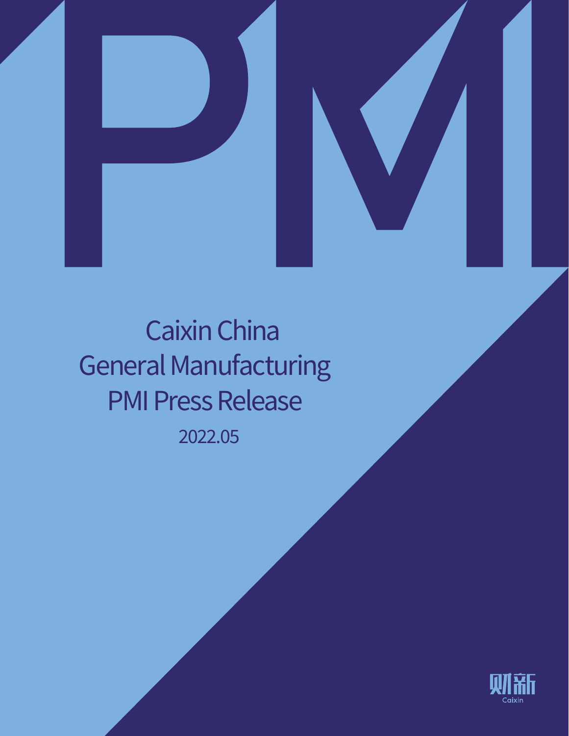# Caixin China General Manufacturing PMI Press Release

2022.05

财新

Caixin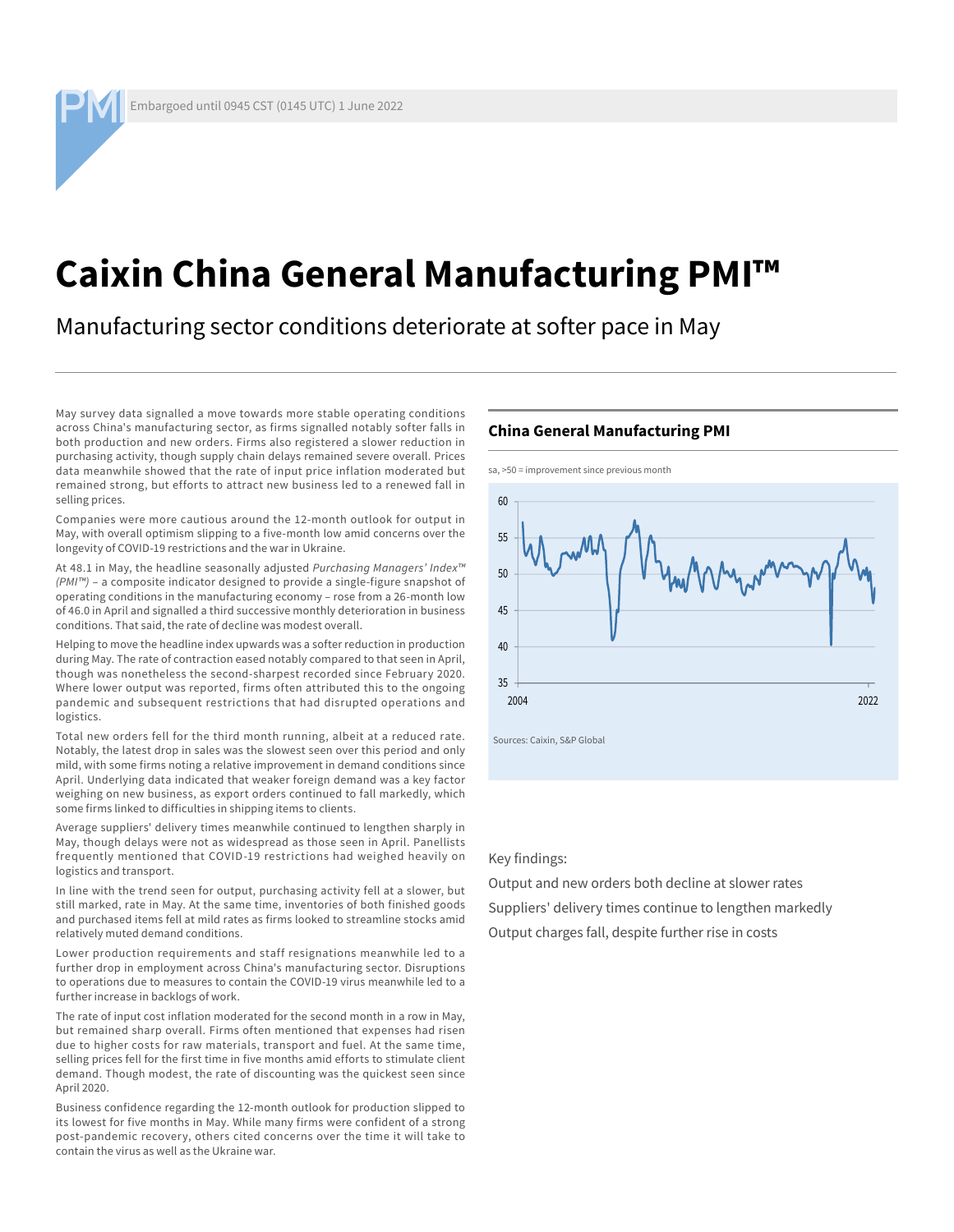Embargoed until 0945 CST (0145 UTC) 1 June 2022

# Caixin China General Manufacturing PMI™

## Manufacturing sector conditions deteriorate at softer pace in May

May survey data signalled a move towards more stable operating conditions across China's manufacturing sector, as firms signalled notably softer falls in both production and new orders. Firms also registered a slower reduction in purchasing activity, though supply chain delays remained severe overall. Prices data meanwhile showed that the rate of input price inflation moderated but remained strong, but efforts to attract new business led to a renewed fall in selling prices.

Companies were more cautious around the 12-month outlook for output in May, with overall optimism slipping to a five-month low amid concerns over the longevity of COVID-19 restrictions and the war in Ukraine.

At 48.1 in May, the headline seasonally adjusted *Purchasing Managers' Index™ (PMI™)* – a composite indicator designed to provide a single-figure snapshot of operating conditions in the manufacturing economy – rose from a 26-month low of 46.0 in April and signalled a third successive monthly deterioration in business conditions. That said, the rate of decline was modest overall.

Helping to move the headline index upwards was a softer reduction in production during May. The rate of contraction eased notably compared to that seen in April, though was nonetheless the second-sharpest recorded since February 2020. Where lower output was reported, firms often attributed this to the ongoing pandemic and subsequent restrictions that had disrupted operations and logistics.

Total new orders fell for the third month running, albeit at a reduced rate. Notably, the latest drop in sales was the slowest seen over this period and only mild, with some firms noting a relative improvement in demand conditions since April. Underlying data indicated that weaker foreign demand was a key factor weighing on new business, as export orders continued to fall markedly, which some firms linked to difficulties in shipping items to clients.

Average suppliers' delivery times meanwhile continued to lengthen sharply in May, though delays were not as widespread as those seen in April. Panellists frequently mentioned that COVID-19 restrictions had weighed heavily on logistics and transport.

In line with the trend seen for output, purchasing activity fell at a slower, but still marked, rate in May. At the same time, inventories of both finished goods and purchased items fell at mild rates as firms looked to streamline stocks amid relatively muted demand conditions.

Lower production requirements and staff resignations meanwhile led to a further drop in employment across China's manufacturing sector. Disruptions to operations due to measures to contain the COVID-19 virus meanwhile led to a further increase in backlogs of work.

The rate of input cost inflation moderated for the second month in a row in May, but remained sharp overall. Firms often mentioned that expenses had risen due to higher costs for raw materials, transport and fuel. At the same time, selling prices fell for the first time in five months amid efforts to stimulate client demand. Though modest, the rate of discounting was the quickest seen since April 2020.

Business confidence regarding the 12-month outlook for production slipped to its lowest for five months in May. While many firms were confident of a strong post-pandemic recovery, others cited concerns over the time it will take to contain the virus as well as the Ukraine war.

### China General Manufacturing PMI

sa, >50 = improvement since previous month

Sources: Caixin, S&P Global

Key findings:

- Output and new orders both decline at slower rates
- Suppliers' delivery times continue to lengthen markedly
- Output charges fall, despite further rise in costs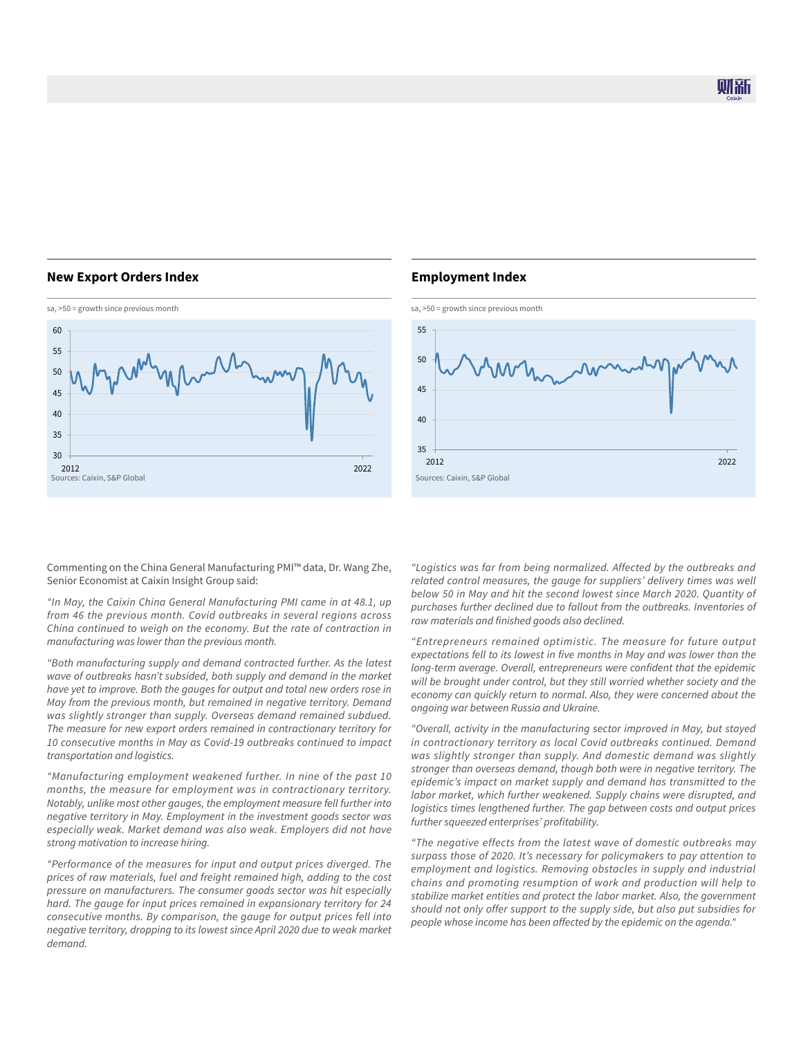## New Export Orders Index

sa, >50 = growth since previous month

Sources: Caixin, S&P Global

## Employment Index

sa, >50 = growth since previous month

Sources: Caixin, S&P Global

Commenting on the China General Manufacturing PMI™ data, Dr. Wang Zhe, Senior Economist at Caixin Insight Group said:

*"In May, the Caixin China General Manufacturing PMI came in at 48.1, up from 46 the previous month. Covid outbreaks in several regions across China continued to weigh on the economy. But the rate of contraction in manufacturing was lower than the previous month.*

*"Both manufacturing supply and demand contracted further. As the latest wave of outbreaks hasn't subsided, both supply and demand in the market have yet to improve. Both the gauges for output and total new orders rose in May from the previous month, but remained in negative territory. Demand was slightly stronger than supply. Overseas demand remained subdued. The measure for new export orders remained in contractionary territory for 10 consecutive months in May as Covid-19 outbreaks continued to impact transportation and logistics.*

*"Manufacturing employment weakened further. In nine of the past 10 months, the measure for employment was in contractionary territory. Notably, unlike most other gauges, the employment measure fell further into negative territory in May. Employment in the investment goods sector was especially weak. Market demand was also weak. Employers did not have strong motivation to increase hiring.*

*"Performance of the measures for input and output prices diverged. The prices of raw materials, fuel and freight remained high, adding to the cost pressure on manufacturers. The consumer goods sector was hit especially hard. The gauge for input prices remained in expansionary territory for 24 consecutive months. By comparison, the gauge for output prices fell into negative territory, dropping to its lowest since April 2020 due to weak market demand.*

*"Logistics was far from being normalized. Affected by the outbreaks and related control measures, the gauge for suppliers' delivery times was well below 50 in May and hit the second lowest since March 2020. Quantity of purchases further declined due to fallout from the outbreaks. Inventories of raw materials and finished goods also declined.*

*"Entrepreneurs remained optimistic. The measure for future output expectations fell to its lowest in five months in May and was lower than the long-term average. Overall, entrepreneurs were confident that the epidemic will be brought under control, but they still worried whether society and the economy can quickly return to normal. Also, they were concerned about the ongoing war between Russia and Ukraine.*

*"Overall, activity in the manufacturing sector improved in May, but stayed in contractionary territory as local Covid outbreaks continued. Demand was slightly stronger than supply. And domestic demand was slightly stronger than overseas demand, though both were in negative territory. The epidemic's impact on market supply and demand has transmitted to the labor market, which further weakened. Supply chains were disrupted, and logistics times lengthened further. The gap between costs and output prices further squeezed enterprises' profitability.*

*"The negative effects from the latest wave of domestic outbreaks may surpass those of 2020. It's necessary for policymakers to pay attention to employment and logistics. Removing obstacles in supply and industrial chains and promoting resumption of work and production will help to stabilize market entities and protect the labor market. Also, the government should not only offer support to the supply side, but also put subsidies for people whose income has been affected by the epidemic on the agenda."*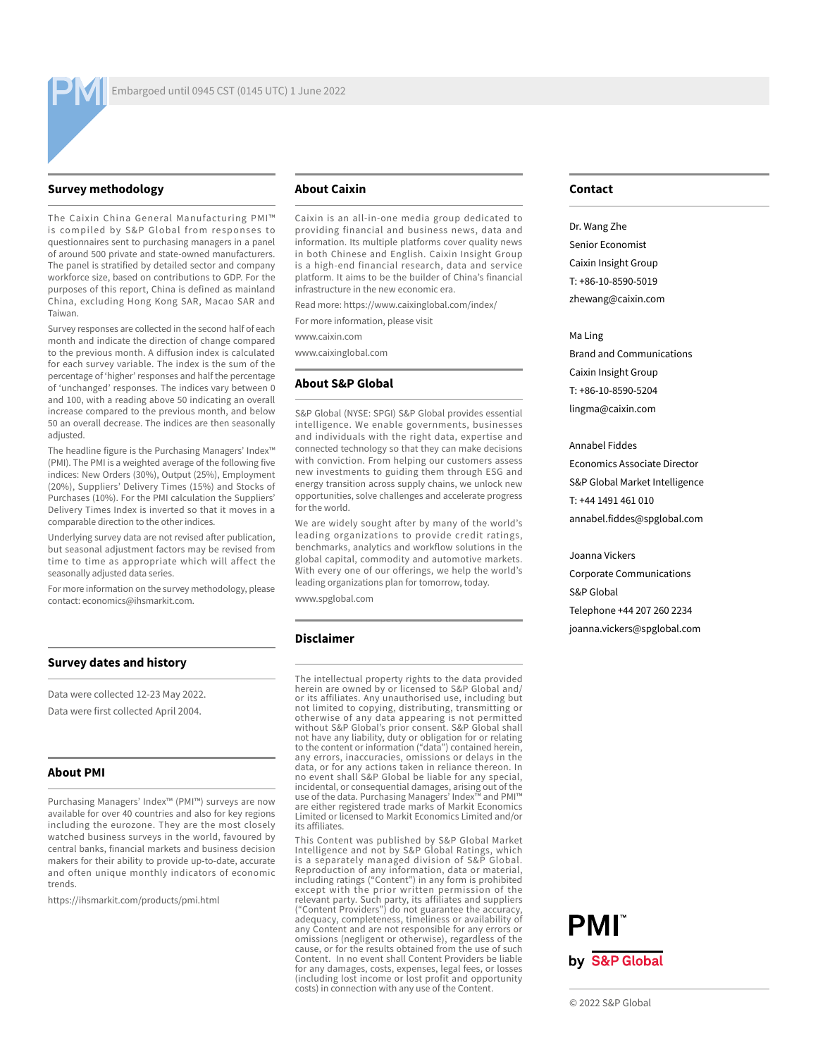Embargoed until 0945 CST (0145 UTC) 1 June 2022

## Survey methodology

The Caixin China General Manufacturing PMI™ is compiled by S&P Global from responses to questionnaires sent to purchasing managers in a panel of around 500 private and state-owned manufacturers. The panel is stratified by detailed sector and company workforce size, based on contributions to GDP. For the purposes of this report, China is defined as mainland China, excluding Hong Kong SAR, Macao SAR and Taiwan.

Survey responses are collected in the second half of each month and indicate the direction of change compared to the previous month. A diffusion index is calculated for each survey variable. The index is the sum of the percentage of 'higher' responses and half the percentage of 'unchanged' responses. The indices vary between 0 and 100, with a reading above 50 indicating an overall increase compared to the previous month, and below 50 an overall decrease. The indices are then seasonally adjusted.

The headline figure is the Purchasing Managers' Index™ (PMI). The PMI is a weighted average of the following five indices: New Orders (30%), Output (25%), Employment (20%), Suppliers' Delivery Times (15%) and Stocks of Purchases (10%). For the PMI calculation the Suppliers' Delivery Times Index is inverted so that it moves in a comparable direction to the other indices.

Underlying survey data are not revised after publication, but seasonal adjustment factors may be revised from time to time as appropriate which will affect the seasonally adjusted data series.

For more information on the survey methodology, please contact: economics@ihsmarkit.com.

## Survey dates and history

Data were collected 12-23 May 2022.

Data were first collected April 2004.

## About PMI

Purchasing Managers' Index™ (PMI™) surveys are now available for over 40 countries and also for key regions including the eurozone. They are the most closely watched business surveys in the world, favoured by central banks, financial markets and business decision makers for their ability to provide up-to-date, accurate and often unique monthly indicators of economic trends.

https://ihsmarkit.com/products/pmi.html

## About Caixin

Caixin is an all-in-one media group dedicated to providing financial and business news, data and information. Its multiple platforms cover quality news in both Chinese and English. Caixin Insight Group is a high-end financial research, data and service platform. It aims to be the builder of China's financial infrastructure in the new economic era.

Read more: https://www.caixinglobal.com/index/

For more information, please visit

www.caixin.com

www.caixinglobal.com

## About S&P Global

S&P Global (NYSE: SPGI) S&P Global provides essential intelligence. We enable governments, businesses and individuals with the right data, expertise and connected technology so that they can make decisions with conviction. From helping our customers assess new investments to guiding them through ESG and energy transition across supply chains, we unlock new opportunities, solve challenges and accelerate progress for the world.

We are widely sought after by many of the world's leading organizations to provide credit ratings, benchmarks, analytics and workflow solutions in the global capital, commodity and automotive markets. With every one of our offerings, we help the world's leading organizations plan for tomorrow, today.

www.spglobal.com

## Disclaimer

The intellectual property rights to the data provided herein are owned by or licensed to S&P Global and/or its affiliates. Any unauthorised use, including but not limited to copying, distributing, transmitting or otherwise of any data appearing is not permitted without S&P Global's prior consent. S&P Global shall not have any liability, duty or obligation for or relating to the content or information ("data") contained herein, any errors, inaccuracies, omissions or delays in the data, or for any actions taken in reliance thereon. In no event shall S&P Global be liable for any special, incidental, or consequential damages, arising out of the use of the data. Purchasing Managers' Index™ and PMI™ are either registered trade marks of Markit Economics Limited or licensed to Markit Economics Limited and/or its affiliates.

This Content was published by S&P Global Market Intelligence and not by S&P Global Ratings, which is a separately managed division of S&P Global. Reproduction of any information, data or material, including ratings ("Content") in any form is prohibited except with the prior written permission of the relevant party. Such party, its affiliates and suppliers ("Content Providers") do not guarantee the accuracy, adequacy, completeness, timeliness or availability of any Content and are not responsible for any errors or omissions (negligent or otherwise), regardless of the cause, or for the results obtained from the use of such Content. In no event shall Content Providers be liable for any damages, costs, expenses, legal fees, or losses (including lost income or lost profit and opportunity costs) in connection with any use of the Content.

## Contact

Dr. Wang Zhe
Senior Economist
Caixin Insight Group
T: +86-10-8590-5019
zhewang@caixin.com

Ma Ling
Brand and Communications
Caixin Insight Group
T: +86-10-8590-5204
lingma@caixin.com

Annabel Fiddes
Economics Associate Director
S&P Global Market Intelligence
T: +44 1491 461 010
annabel.fiddes@spglobal.com

Joanna Vickers
Corporate Communications
S&P Global
Telephone +44 207 260 2234
joanna.vickers@spglobal.com

PMI™ by S&P Global

© 2022 S&P Global